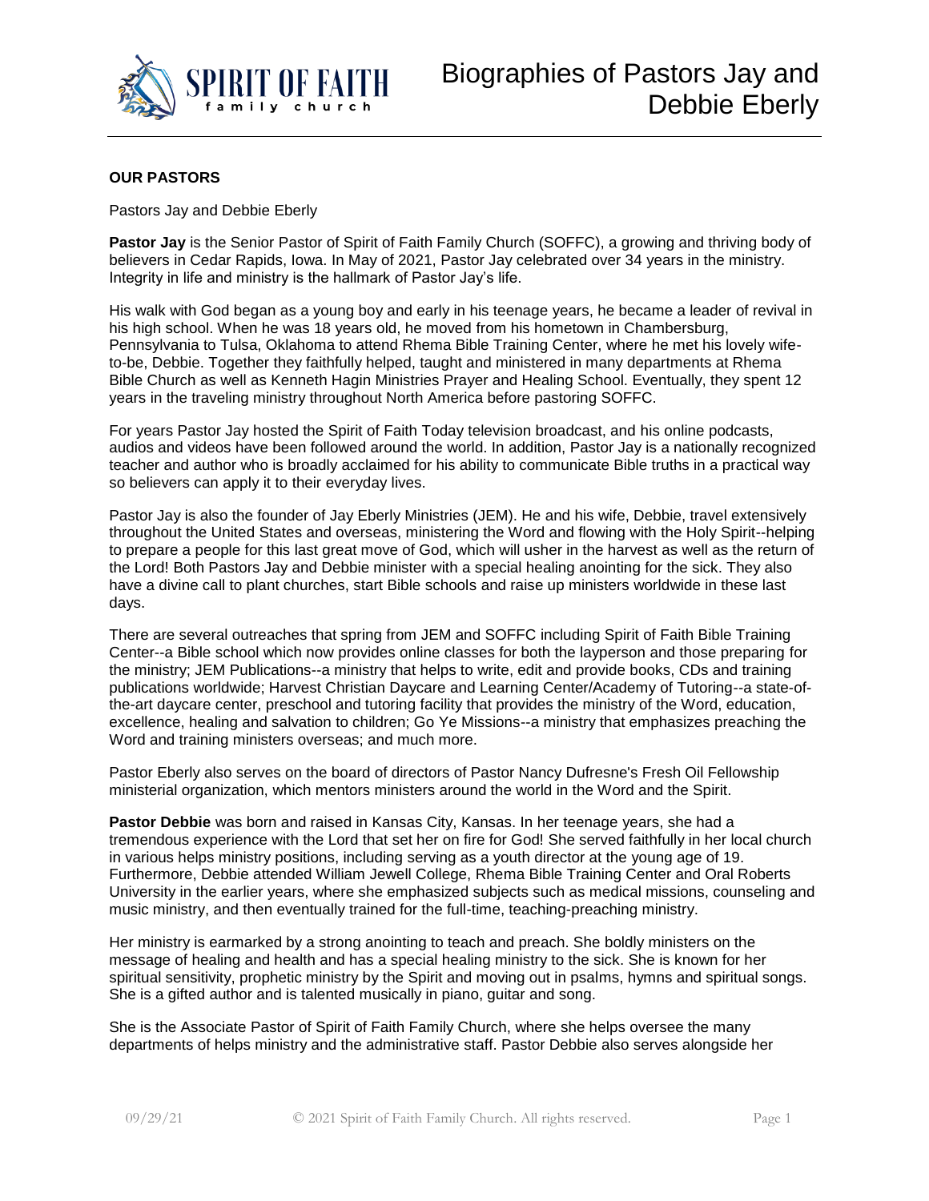# Biographies of Pastors Jay and Debbie Eberly

**OUR PASTORS**

Pastors Jay and Debbie Eberly

**Pastor Jay** is the Senior Pastor of Spirit of Faith Family Church (SOFFC), a growing and thriving body of believers in Cedar Rapids, Iowa. In May of 2021, Pastor Jay celebrated over 34 years in the ministry. Integrity in life and ministry is the hallmark of Pastor Jay's life.

His walk with God began as a young boy and early in his teenage years, he became a leader of revival in his high school. When he was 18 years old, he moved from his hometown in Chambersburg, Pennsylvania to Tulsa, Oklahoma to attend Rhema Bible Training Center, where he met his lovely wife-to-be, Debbie. Together they faithfully helped, taught and ministered in many departments at Rhema Bible Church as well as Kenneth Hagin Ministries Prayer and Healing School. Eventually, they spent 12 years in the traveling ministry throughout North America before pastoring SOFFC.

For years Pastor Jay hosted the Spirit of Faith Today television broadcast, and his online podcasts, audios and videos have been followed around the world. In addition, Pastor Jay is a nationally recognized teacher and author who is broadly acclaimed for his ability to communicate Bible truths in a practical way so believers can apply it to their everyday lives.

Pastor Jay is also the founder of Jay Eberly Ministries (JEM). He and his wife, Debbie, travel extensively throughout the United States and overseas, ministering the Word and flowing with the Holy Spirit--helping to prepare a people for this last great move of God, which will usher in the harvest as well as the return of the Lord! Both Pastors Jay and Debbie minister with a special healing anointing for the sick. They also have a divine call to plant churches, start Bible schools and raise up ministers worldwide in these last days.

There are several outreaches that spring from JEM and SOFFC including Spirit of Faith Bible Training Center--a Bible school which now provides online classes for both the layperson and those preparing for the ministry; JEM Publications--a ministry that helps to write, edit and provide books, CDs and training publications worldwide; Harvest Christian Daycare and Learning Center/Academy of Tutoring--a state-of-the-art daycare center, preschool and tutoring facility that provides the ministry of the Word, education, excellence, healing and salvation to children; Go Ye Missions--a ministry that emphasizes preaching the Word and training ministers overseas; and much more.

Pastor Eberly also serves on the board of directors of Pastor Nancy Dufresne's Fresh Oil Fellowship ministerial organization, which mentors ministers around the world in the Word and the Spirit.

**Pastor Debbie** was born and raised in Kansas City, Kansas. In her teenage years, she had a tremendous experience with the Lord that set her on fire for God! She served faithfully in her local church in various helps ministry positions, including serving as a youth director at the young age of 19. Furthermore, Debbie attended William Jewell College, Rhema Bible Training Center and Oral Roberts University in the earlier years, where she emphasized subjects such as medical missions, counseling and music ministry, and then eventually trained for the full-time, teaching-preaching ministry.

Her ministry is earmarked by a strong anointing to teach and preach. She boldly ministers on the message of healing and health and has a special healing ministry to the sick. She is known for her spiritual sensitivity, prophetic ministry by the Spirit and moving out in psalms, hymns and spiritual songs. She is a gifted author and is talented musically in piano, guitar and song.

She is the Associate Pastor of Spirit of Faith Family Church, where she helps oversee the many departments of helps ministry and the administrative staff. Pastor Debbie also serves alongside her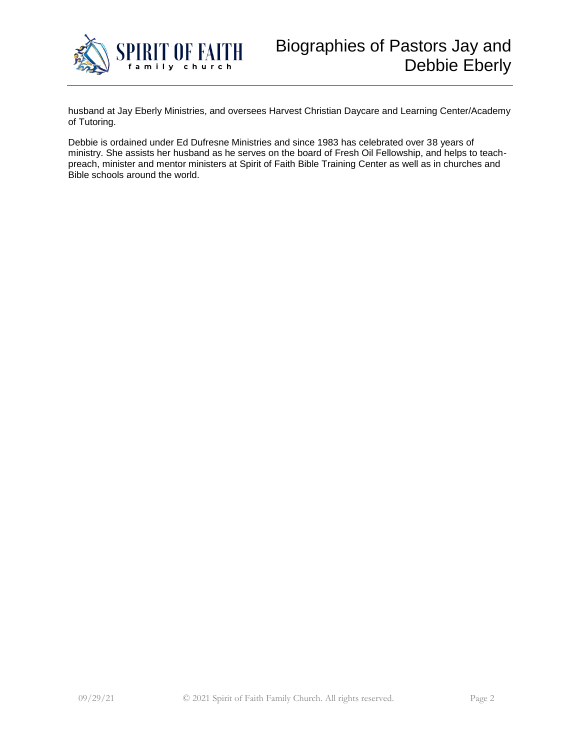husband at Jay Eberly Ministries, and oversees Harvest Christian Daycare and Learning Center/Academy of Tutoring.

Debbie is ordained under Ed Dufresne Ministries and since 1983 has celebrated over 38 years of ministry. She assists her husband as he serves on the board of Fresh Oil Fellowship, and helps to teach-preach, minister and mentor ministers at Spirit of Faith Bible Training Center as well as in churches and Bible schools around the world.